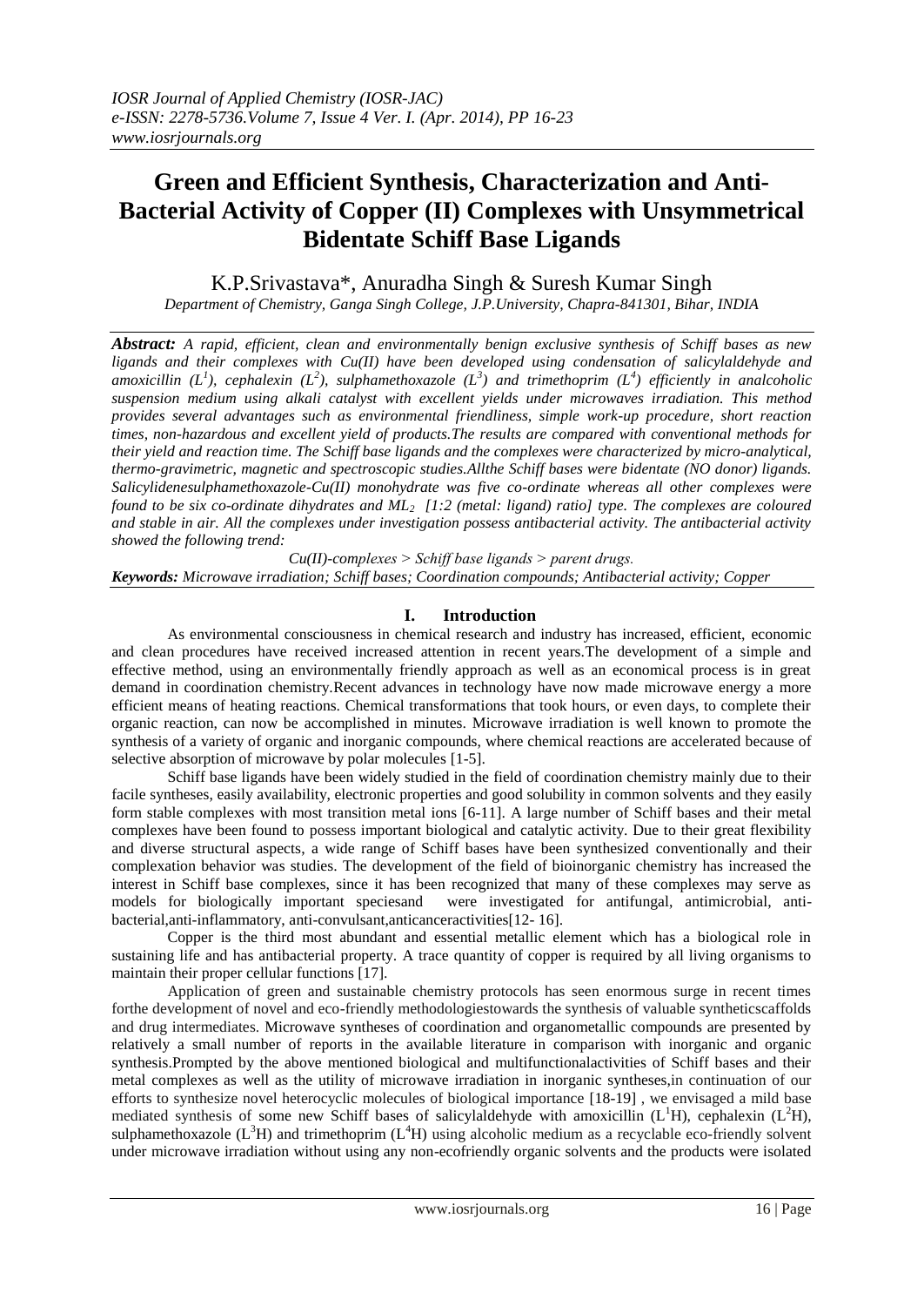# Green and Efficient Synthesis, Characterization and Anti-Bacterial Activity of Copper (II) Complexes with Unsymmetrical Bidentate Schiff Base Ligands

K.P.Srivastava*, Anuradha Singh & Suresh Kumar Singh

*Department of Chemistry, Ganga Singh College, J.P.University, Chapra-841301, Bihar, INDIA*

***Abstract:*** *A rapid, efficient, clean and environmentally benign exclusive synthesis of Schiff bases as new ligands and their complexes with Cu(II) have been developed using condensation of salicylaldehyde and amoxicillin ($L^1$), cephalexin ($L^2$), sulphamethoxazole ($L^3$) and trimethoprim ($L^4$) efficiently in analcoholic suspension medium using alkali catalyst with excellent yields under microwaves irradiation. This method provides several advantages such as environmental friendliness, simple work-up procedure, short reaction times, non-hazardous and excellent yield of products.The results are compared with conventional methods for their yield and reaction time. The Schiff base ligands and the complexes were characterized by micro-analytical, thermo-gravimetric, magnetic and spectroscopic studies.Allthe Schiff bases were bidentate (NO donor) ligands. Salicylidenesulphamethoxazole-Cu(II) monohydrate was five co-ordinate whereas all other complexes were found to be six co-ordinate dihydrates and $ML_2$ [1:2 (metal: ligand) ratio] type. The complexes are coloured and stable in air. All the complexes under investigation possess antibacterial activity. The antibacterial activity showed the following trend:*

*Cu(II)-complexes > Schiff base ligands > parent drugs.*

***Keywords:*** *Microwave irradiation; Schiff bases; Coordination compounds; Antibacterial activity; Copper*

## I. Introduction

As environmental consciousness in chemical research and industry has increased, efficient, economic and clean procedures have received increased attention in recent years.The development of a simple and effective method, using an environmentally friendly approach as well as an economical process is in great demand in coordination chemistry.Recent advances in technology have now made microwave energy a more efficient means of heating reactions. Chemical transformations that took hours, or even days, to complete their organic reaction, can now be accomplished in minutes. Microwave irradiation is well known to promote the synthesis of a variety of organic and inorganic compounds, where chemical reactions are accelerated because of selective absorption of microwave by polar molecules [1-5].

Schiff base ligands have been widely studied in the field of coordination chemistry mainly due to their facile syntheses, easily availability, electronic properties and good solubility in common solvents and they easily form stable complexes with most transition metal ions [6-11]. A large number of Schiff bases and their metal complexes have been found to possess important biological and catalytic activity. Due to their great flexibility and diverse structural aspects, a wide range of Schiff bases have been synthesized conventionally and their complexation behavior was studies. The development of the field of bioinorganic chemistry has increased the interest in Schiff base complexes, since it has been recognized that many of these complexes may serve as models for biologically important speciesand were investigated for antifungal, antimicrobial, anti-bacterial,anti-inflammatory, anti-convulsant,anticanceractivities[12- 16].

Copper is the third most abundant and essential metallic element which has a biological role in sustaining life and has antibacterial property. A trace quantity of copper is required by all living organisms to maintain their proper cellular functions [17].

Application of green and sustainable chemistry protocols has seen enormous surge in recent times forthe development of novel and eco-friendly methodologiestowards the synthesis of valuable syntheticscaffolds and drug intermediates. Microwave syntheses of coordination and organometallic compounds are presented by relatively a small number of reports in the available literature in comparison with inorganic and organic synthesis.Prompted by the above mentioned biological and multifunctionalactivities of Schiff bases and their metal complexes as well as the utility of microwave irradiation in inorganic syntheses,in continuation of our efforts to synthesize novel heterocyclic molecules of biological importance [18-19] , we envisaged a mild base mediated synthesis of some new Schiff bases of salicylaldehyde with amoxicillin ($L^1H$), cephalexin ($L^2H$), sulphamethoxazole ($L^3H$) and trimethoprim ($L^4H$) using alcoholic medium as a recyclable eco-friendly solvent under microwave irradiation without using any non-ecofriendly organic solvents and the products were isolated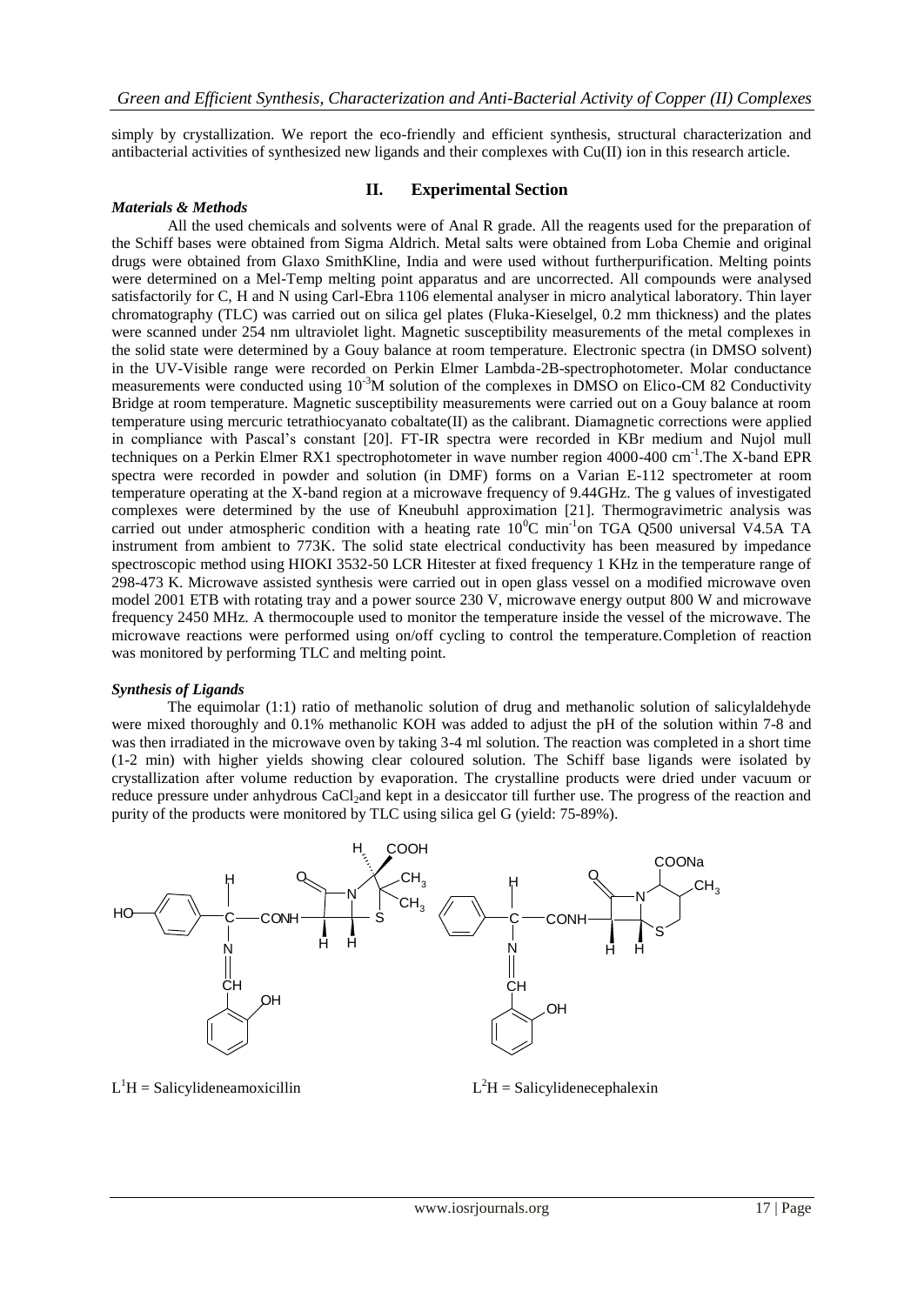simply by crystallization. We report the eco-friendly and efficient synthesis, structural characterization and antibacterial activities of synthesized new ligands and their complexes with Cu(II) ion in this research article.

## II. Experimental Section

### *Materials & Methods*

All the used chemicals and solvents were of Anal R grade. All the reagents used for the preparation of the Schiff bases were obtained from Sigma Aldrich. Metal salts were obtained from Loba Chemie and original drugs were obtained from Glaxo SmithKline, India and were used without furtherpurification. Melting points were determined on a Mel-Temp melting point apparatus and are uncorrected. All compounds were analysed satisfactorily for C, H and N using Carl-Ebra 1106 elemental analyser in micro analytical laboratory. Thin layer chromatography (TLC) was carried out on silica gel plates (Fluka-Kieselgel, 0.2 mm thickness) and the plates were scanned under 254 nm ultraviolet light. Magnetic susceptibility measurements of the metal complexes in the solid state were determined by a Gouy balance at room temperature. Electronic spectra (in DMSO solvent) in the UV-Visible range were recorded on Perkin Elmer Lambda-2B-spectrophotometer. Molar conductance measurements were conducted using $10^{-3}$M solution of the complexes in DMSO on Elico-CM 82 Conductivity Bridge at room temperature. Magnetic susceptibility measurements were carried out on a Gouy balance at room temperature using mercuric tetrathiocyanato cobaltate(II) as the calibrant. Diamagnetic corrections were applied in compliance with Pascal's constant [20]. FT-IR spectra were recorded in KBr medium and Nujol mull techniques on a Perkin Elmer RX1 spectrophotometer in wave number region 4000-400 $cm^{-1}$.The X-band EPR spectra were recorded in powder and solution (in DMF) forms on a Varian E-112 spectrometer at room temperature operating at the X-band region at a microwave frequency of 9.44GHz. The g values of investigated complexes were determined by the use of Kneubuhl approximation [21]. Thermogravimetric analysis was carried out under atmospheric condition with a heating rate $10^{0}$C $min^{-1}$on TGA Q500 universal V4.5A TA instrument from ambient to 773K. The solid state electrical conductivity has been measured by impedance spectroscopic method using HIOKI 3532-50 LCR Hitester at fixed frequency 1 KHz in the temperature range of 298-473 K. Microwave assisted synthesis were carried out in open glass vessel on a modified microwave oven model 2001 ETB with rotating tray and a power source 230 V, microwave energy output 800 W and microwave frequency 2450 MHz. A thermocouple used to monitor the temperature inside the vessel of the microwave. The microwave reactions were performed using on/off cycling to control the temperature.Completion of reaction was monitored by performing TLC and melting point.

### *Synthesis of Ligands*

The equimolar (1:1) ratio of methanolic solution of drug and methanolic solution of salicylaldehyde were mixed thoroughly and 0.1% methanolic KOH was added to adjust the pH of the solution within 7-8 and was then irradiated in the microwave oven by taking 3-4 ml solution. The reaction was completed in a short time (1-2 min) with higher yields showing clear coloured solution. The Schiff base ligands were isolated by crystallization after volume reduction by evaporation. The crystalline products were dried under vacuum or reduce pressure under anhydrous $CaCl_2$and kept in a desiccator till further use. The progress of the reaction and purity of the products were monitored by TLC using silica gel G (yield: 75-89%).

$L^1H$ = Salicylideneamoxicillin $L^2H$ = Salicylidenecephalexin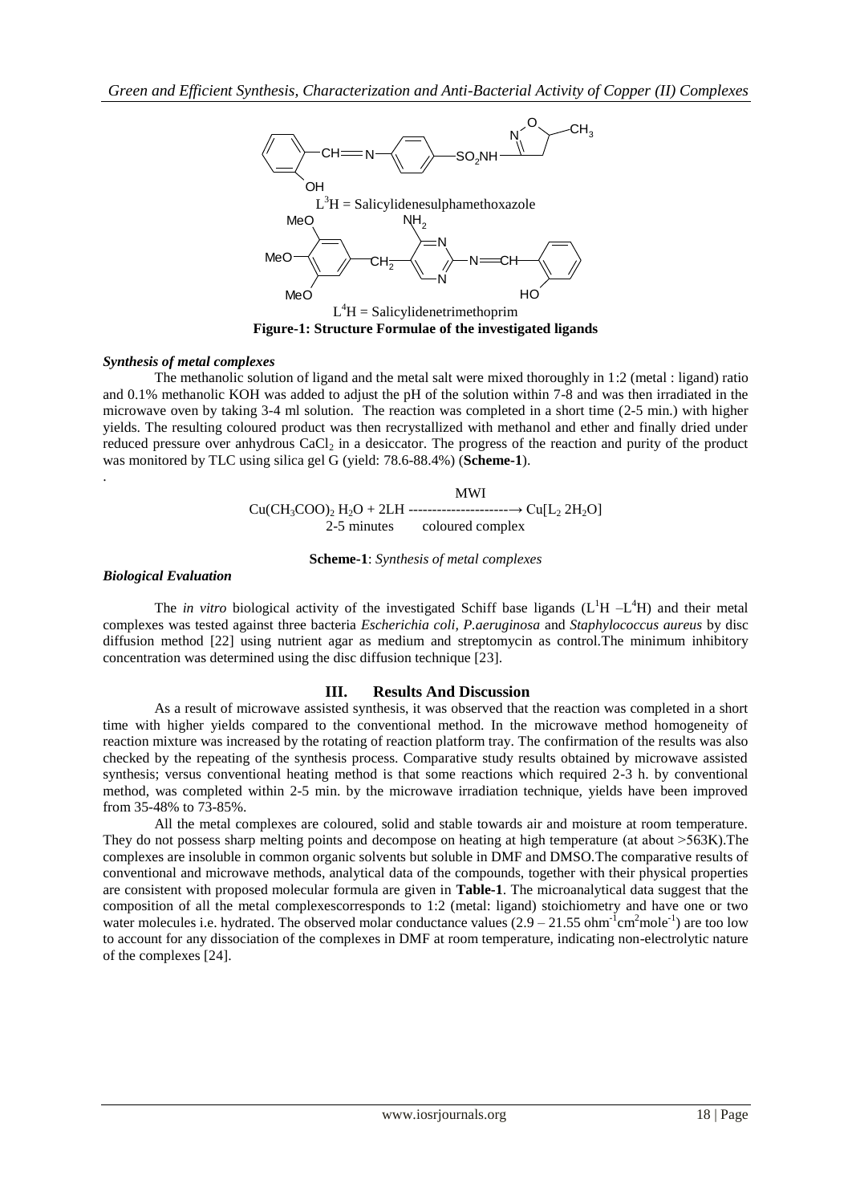$L^3H$ = Salicylidenesulphamethoxazole

$L^4H$ = Salicylidenetrimethoprim

**Figure-1: Structure Formulae of the investigated ligands**

### *Synthesis of metal complexes*

The methanolic solution of ligand and the metal salt were mixed thoroughly in 1:2 (metal : ligand) ratio and 0.1% methanolic KOH was added to adjust the pH of the solution within 7-8 and was then irradiated in the microwave oven by taking 3-4 ml solution. The reaction was completed in a short time (2-5 min.) with higher yields. The resulting coloured product was then recrystallized with methanol and ether and finally dried under reduced pressure over anhydrous $CaCl_2$ in a desiccator. The progress of the reaction and purity of the product was monitored by TLC using silica gel G (yield: 78.6-88.4%) (**Scheme-1**).

$$Cu(CH_3COO)_2\,H_2O + 2LH \xrightarrow[\text{2-5 minutes}]{\text{MWI}} Cu[L_2\,2H_2O] \text{ coloured complex}$$

**Scheme-1**: *Synthesis of metal complexes*

### *Biological Evaluation*

The *in vitro* biological activity of the investigated Schiff base ligands ($L^1H$ –$L^4H$) and their metal complexes was tested against three bacteria *Escherichia coli, P.aeruginosa* and *Staphylococcus aureus* by disc diffusion method [22] using nutrient agar as medium and streptomycin as control.The minimum inhibitory concentration was determined using the disc diffusion technique [23].

## III. Results And Discussion

As a result of microwave assisted synthesis, it was observed that the reaction was completed in a short time with higher yields compared to the conventional method. In the microwave method homogeneity of reaction mixture was increased by the rotating of reaction platform tray. The confirmation of the results was also checked by the repeating of the synthesis process. Comparative study results obtained by microwave assisted synthesis; versus conventional heating method is that some reactions which required 2-3 h. by conventional method, was completed within 2-5 min. by the microwave irradiation technique, yields have been improved from 35-48% to 73-85%.

All the metal complexes are coloured, solid and stable towards air and moisture at room temperature. They do not possess sharp melting points and decompose on heating at high temperature (at about >563K).The complexes are insoluble in common organic solvents but soluble in DMF and DMSO.The comparative results of conventional and microwave methods, analytical data of the compounds, together with their physical properties are consistent with proposed molecular formula are given in **Table-1**. The microanalytical data suggest that the composition of all the metal complexescorresponds to 1:2 (metal: ligand) stoichiometry and have one or two water molecules i.e. hydrated. The observed molar conductance values (2.9 – 21.55 $ohm^{-1}cm^2mole^{-1}$) are too low to account for any dissociation of the complexes in DMF at room temperature, indicating non-electrolytic nature of the complexes [24].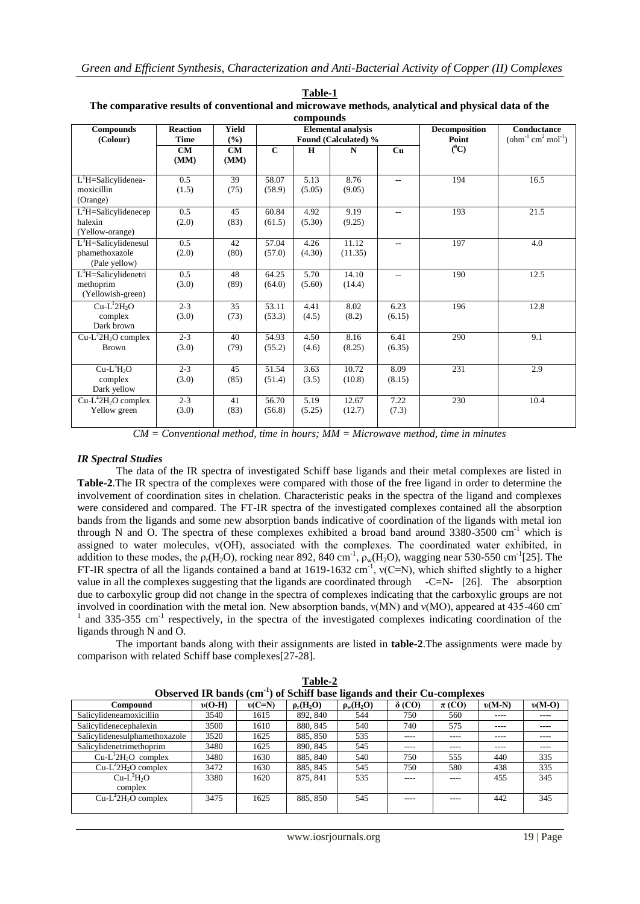**Table-1**

**The comparative results of conventional and microwave methods, analytical and physical data of the compounds**

| Compounds (Colour) | Reaction Time | Yield (%) | Elemental analysis Found (Calculated) % | | | | Decomposition Point | Conductance |
|---|---|---|---|---|---|---|---|---|
| | CM (MM) | CM (MM) | C | H | N | Cu | ($^0$C) | (ohm$^{-1}$ cm$^2$ mol$^{-1}$) |
| $L^1$H=Salicylidenea-moxicillin (Orange) | 0.5 (1.5) | 39 (75) | 58.07 (58.9) | 5.13 (5.05) | 8.76 (9.05) | -- | 194 | 16.5 |
| $L^2$H=Salicylidenecep halexin (Yellow-orange) | 0.5 (2.0) | 45 (83) | 60.84 (61.5) | 4.92 (5.30) | 9.19 (9.25) | -- | 193 | 21.5 |
| $L^3$H=Salicylidenesul phamethoxazole (Pale yellow) | 0.5 (2.0) | 42 (80) | 57.04 (57.0) | 4.26 (4.30) | 11.12 (11.35) | -- | 197 | 4.0 |
| $L^4$H=Salicylidenetri methoprim (Yellowish-green) | 0.5 (3.0) | 48 (89) | 64.25 (64.0) | 5.70 (5.60) | 14.10 (14.4) | -- | 190 | 12.5 |
| Cu-$L^1$2$H_2O$ complex Dark brown | 2-3 (3.0) | 35 (73) | 53.11 (53.3) | 4.41 (4.5) | 8.02 (8.2) | 6.23 (6.15) | 196 | 12.8 |
| Cu-$L^2$2$H_2O$ complex Brown | 2-3 (3.0) | 40 (79) | 54.93 (55.2) | 4.50 (4.6) | 8.16 (8.25) | 6.41 (6.35) | 290 | 9.1 |
| Cu-$L^3H_2O$ complex Dark yellow | 2-3 (3.0) | 45 (85) | 51.54 (51.4) | 3.63 (3.5) | 10.72 (10.8) | 8.09 (8.15) | 231 | 2.9 |
| Cu-$L^4$2$H_2O$ complex Yellow green | 2-3 (3.0) | 41 (83) | 56.70 (56.8) | 5.19 (5.25) | 12.67 (12.7) | 7.22 (7.3) | 230 | 10.4 |

*CM = Conventional method, time in hours; MM = Microwave method, time in minutes*

### *IR Spectral Studies*

The data of the IR spectra of investigated Schiff base ligands and their metal complexes are listed in **Table-2**.The IR spectra of the complexes were compared with those of the free ligand in order to determine the involvement of coordination sites in chelation. Characteristic peaks in the spectra of the ligand and complexes were considered and compared. The FT-IR spectra of the investigated complexes contained all the absorption bands from the ligands and some new absorption bands indicative of coordination of the ligands with metal ion through N and O. The spectra of these complexes exhibited a broad band around 3380-3500 cm$^{-1}$ which is assigned to water molecules, ν(OH), associated with the complexes. The coordinated water exhibited, in addition to these modes, the $\rho_r(H_2O)$, rocking near 892, 840 cm$^{-1}$, $\rho_w(H_2O)$, wagging near 530-550 cm$^{-1}$[25]. The FT-IR spectra of all the ligands contained a band at 1619-1632 cm$^{-1}$, ν(C=N), which shifted slightly to a higher value in all the complexes suggesting that the ligands are coordinated through -C=N- [26]. The absorption due to carboxylic group did not change in the spectra of complexes indicating that the carboxylic groups are not involved in coordination with the metal ion. New absorption bands, ν(MN) and ν(MO), appeared at 435-460 cm$^{-1}$ and 335-355 cm$^{-1}$ respectively, in the spectra of the investigated complexes indicating coordination of the ligands through N and O.

The important bands along with their assignments are listed in **table-2**.The assignments were made by comparison with related Schiff base complexes[27-28].

**Table-2**

**Observed IR bands (cm$^{-1}$) of Schiff base ligands and their Cu-complexes**

| Compound | υ(O-H) | υ(C=N) | $\rho_r(H_2O)$ | $\rho_w(H_2O)$ | δ (CO) | π (CO) | υ(M-N) | υ(M-O) |
|---|---|---|---|---|---|---|---|---|
| Salicylideneamoxicillin | 3540 | 1615 | 892, 840 | 544 | 750 | 560 | ---- | ---- |
| Salicylidenecephalexin | 3500 | 1610 | 880, 845 | 540 | 740 | 575 | ---- | ---- |
| Salicylidenesulphamethoxazole | 3520 | 1625 | 885, 850 | 535 | ---- | ---- | ---- | ---- |
| Salicylidenetrimethoprim | 3480 | 1625 | 890, 845 | 545 | ---- | ---- | ---- | ---- |
| Cu-$L^1$2$H_2O$ complex | 3480 | 1630 | 885, 840 | 540 | 750 | 555 | 440 | 335 |
| Cu-$L^2$2$H_2O$ complex | 3472 | 1630 | 885, 845 | 545 | 750 | 580 | 438 | 335 |
| Cu-$L^3H_2O$ complex | 3380 | 1620 | 875, 841 | 535 | ---- | ---- | 455 | 345 |
| Cu-$L^4$2$H_2O$ complex | 3475 | 1625 | 885, 850 | 545 | ---- | ---- | 442 | 345 |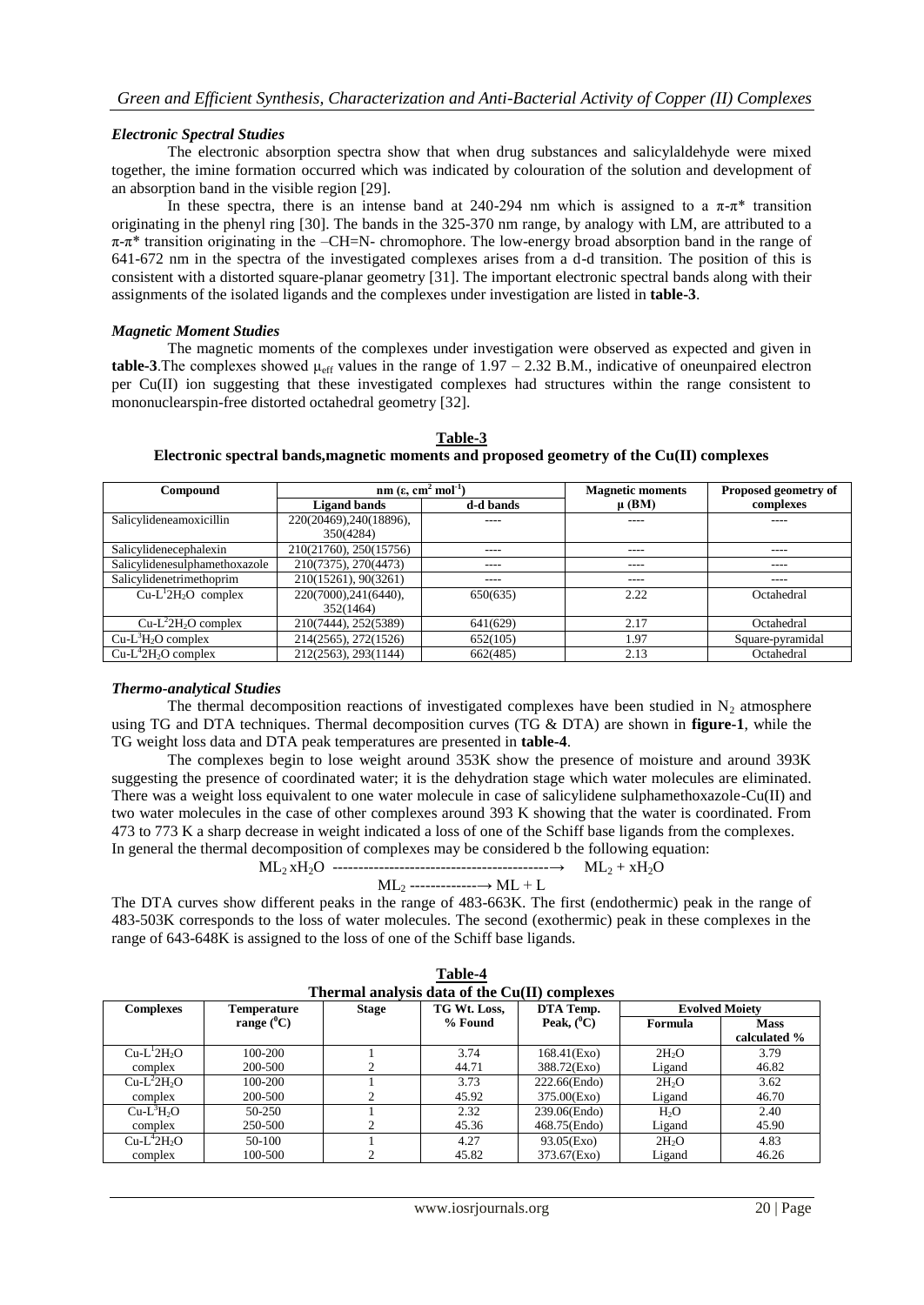### *Electronic Spectral Studies*

The electronic absorption spectra show that when drug substances and salicylaldehyde were mixed together, the imine formation occurred which was indicated by colouration of the solution and development of an absorption band in the visible region [29].

In these spectra, there is an intense band at 240-294 nm which is assigned to a $\pi$-$\pi$* transition originating in the phenyl ring [30]. The bands in the 325-370 nm range, by analogy with LM, are attributed to a $\pi$-$\pi$* transition originating in the –CH=N- chromophore. The low-energy broad absorption band in the range of 641-672 nm in the spectra of the investigated complexes arises from a d-d transition. The position of this is consistent with a distorted square-planar geometry [31]. The important electronic spectral bands along with their assignments of the isolated ligands and the complexes under investigation are listed in **table-3**.

### *Magnetic Moment Studies*

The magnetic moments of the complexes under investigation were observed as expected and given in **table-3**.The complexes showed $\mu_{eff}$ values in the range of 1.97 – 2.32 B.M., indicative of oneunpaired electron per Cu(II) ion suggesting that these investigated complexes had structures within the range consistent to mononuclearspin-free distorted octahedral geometry [32].

**Table-3**
**Electronic spectral bands,magnetic moments and proposed geometry of the Cu(II) complexes**

| Compound | nm ($\varepsilon$, $cm^2$ $mol^{-1}$) | | Magnetic moments | Proposed geometry of |
|---|---|---|---|---|
| | Ligand bands | d-d bands | $\mu$ (BM) | complexes |
| Salicylideneamoxicillin | 220(20469),240(18896), 350(4284) | ---- | ---- | ---- |
| Salicylidenecephalexin | 210(21760), 250(15756) | ---- | ---- | ---- |
| Salicylidenesulphamethoxazole | 210(7375), 270(4473) | ---- | ---- | ---- |
| Salicylidenetrimethoprim | 210(15261), 90(3261) | ---- | ---- | ---- |
| $Cu$-$L^1 2H_2O$ complex | 220(7000),241(6440), 352(1464) | 650(635) | 2.22 | Octahedral |
| $Cu$-$L^2 2H_2O$ complex | 210(7444), 252(5389) | 641(629) | 2.17 | Octahedral |
| $Cu$-$L^3 H_2O$ complex | 214(2565), 272(1526) | 652(105) | 1.97 | Square-pyramidal |
| $Cu$-$L^4 2H_2O$ complex | 212(2563), 293(1144) | 662(485) | 2.13 | Octahedral |

### *Thermo-analytical Studies*

The thermal decomposition reactions of investigated complexes have been studied in $N_2$ atmosphere using TG and DTA techniques. Thermal decomposition curves (TG & DTA) are shown in **figure-1**, while the TG weight loss data and DTA peak temperatures are presented in **table-4**.

The complexes begin to lose weight around 353K show the presence of moisture and around 393K suggesting the presence of coordinated water; it is the dehydration stage which water molecules are eliminated. There was a weight loss equivalent to one water molecule in case of salicylidene sulphamethoxazole-Cu(II) and two water molecules in the case of other complexes around 393 K showing that the water is coordinated. From 473 to 773 K a sharp decrease in weight indicated a loss of one of the Schiff base ligands from the complexes. In general the thermal decomposition of complexes may be considered b the following equation:

$$ML_2\,xH_2O \longrightarrow ML_2 + xH_2O$$

$$ML_2 \longrightarrow ML + L$$

The DTA curves show different peaks in the range of 483-663K. The first (endothermic) peak in the range of 483-503K corresponds to the loss of water molecules. The second (exothermic) peak in these complexes in the range of 643-648K is assigned to the loss of one of the Schiff base ligands.

**Table-4**
**Thermal analysis data of the Cu(II) complexes**

| Complexes | Temperature range ($^0$C) | Stage | TG Wt. Loss, % Found | DTA Temp. Peak, ($^0$C) | Evolved Moiety | |
|---|---|---|---|---|---|---|
| | | | | | Formula | Mass calculated % |
| $Cu$-$L^1 2H_2O$ | 100-200 | 1 | 3.74 | 168.41(Exo) | $2H_2O$ | 3.79 |
| complex | 200-500 | 2 | 44.71 | 388.72(Exo) | Ligand | 46.82 |
| $Cu$-$L^2 2H_2O$ | 100-200 | 1 | 3.73 | 222.66(Endo) | $2H_2O$ | 3.62 |
| complex | 200-500 | 2 | 45.92 | 375.00(Exo) | Ligand | 46.70 |
| $Cu$-$L^3 H_2O$ | 50-250 | 1 | 2.32 | 239.06(Endo) | $H_2O$ | 2.40 |
| complex | 250-500 | 2 | 45.36 | 468.75(Endo) | Ligand | 45.90 |
| $Cu$-$L^4 2H_2O$ | 50-100 | 1 | 4.27 | 93.05(Exo) | $2H_2O$ | 4.83 |
| complex | 100-500 | 2 | 45.82 | 373.67(Exo) | Ligand | 46.26 |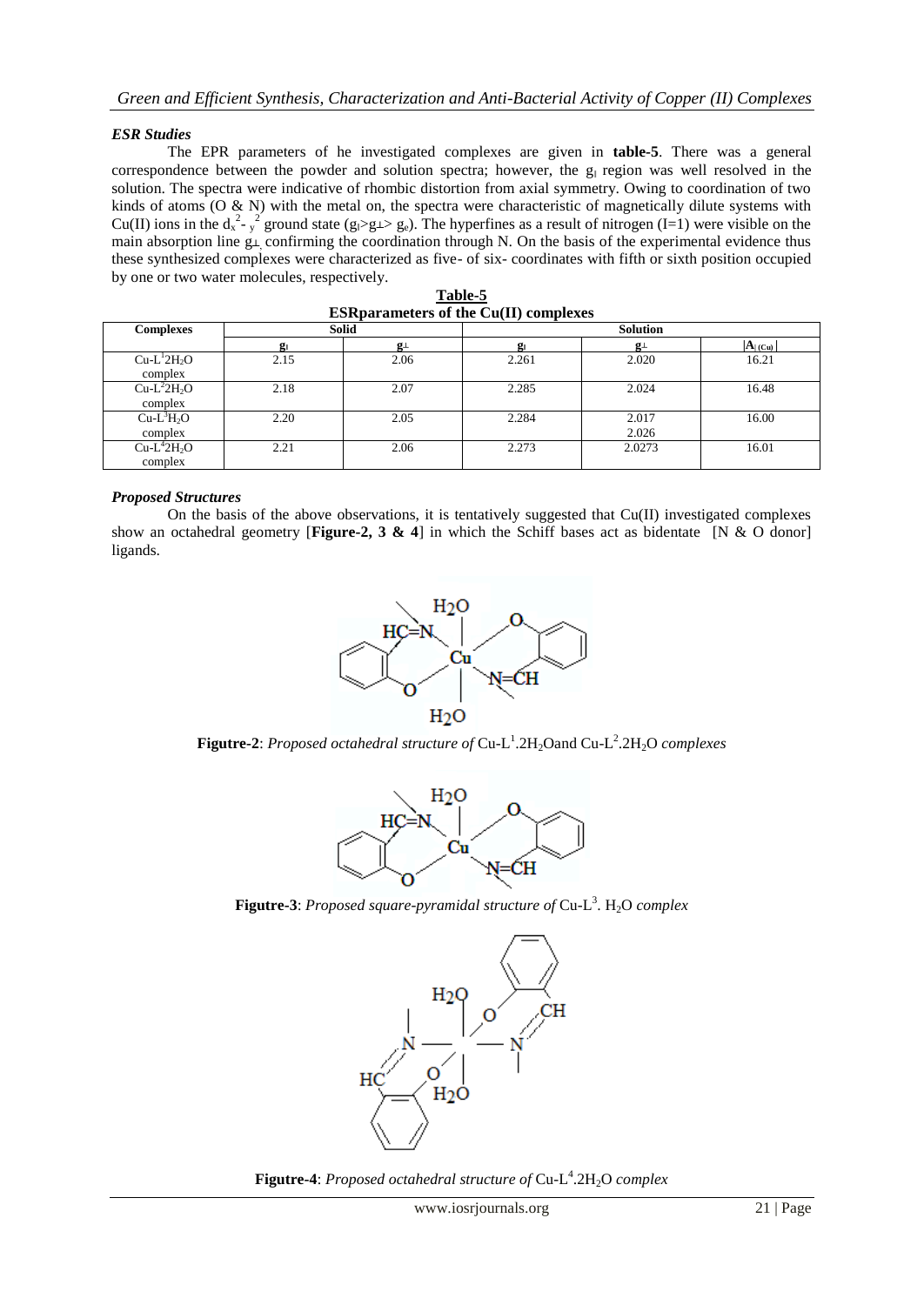### *ESR Studies*

The EPR parameters of he investigated complexes are given in **table-5**. There was a general correspondence between the powder and solution spectra; however, the $g_{\parallel}$ region was well resolved in the solution. The spectra were indicative of rhombic distortion from axial symmetry. Owing to coordination of two kinds of atoms (O & N) with the metal on, the spectra were characteristic of magnetically dilute systems with Cu(II) ions in the $d_{x^2-y^2}$ ground state ($g_{\parallel}>g_{\perp}>g_e$). The hyperfines as a result of nitrogen (I=1) were visible on the main absorption line $g_{\perp}$ confirming the coordination through N. On the basis of the experimental evidence thus these synthesized complexes were characterized as five- of six- coordinates with fifth or sixth position occupied by one or two water molecules, respectively.

**Table-5**
**ESRparameters of the Cu(II) complexes**

| Complexes | Solid | | Solution | | |
|---|---|---|---|---|---|
| | $g_{\parallel}$ | $g_{\perp}$ | $g_{\parallel}$ | $g_{\perp}$ | $\lvert A_{\parallel(Cu)}\rvert$ |
| Cu-L[1]$2H_2O$ complex | 2.15 | 2.06 | 2.261 | 2.020 | 16.21 |
| Cu-L[2]$2H_2O$ complex | 2.18 | 2.07 | 2.285 | 2.024 | 16.48 |
| Cu-L[3]$H_2O$ complex | 2.20 | 2.05 | 2.284 | 2.017 2.026 | 16.00 |
| Cu-L[4]$2H_2O$ complex | 2.21 | 2.06 | 2.273 | 2.0273 | 16.01 |

### *Proposed Structures*

On the basis of the above observations, it is tentatively suggested that Cu(II) investigated complexes show an octahedral geometry [**Figure-2, 3 & 4**] in which the Schiff bases act as bidentate [N & O donor] ligands.

**Figutre-2**: *Proposed octahedral structure of* Cu-L[1].$2H_2O$and Cu-L[2].$2H_2O$ *complexes*

**Figutre-3**: *Proposed square-pyramidal structure of* Cu-L[3]. $H_2O$ *complex*

**Figutre-4**: *Proposed octahedral structure of* Cu-L[4].$2H_2O$ *complex*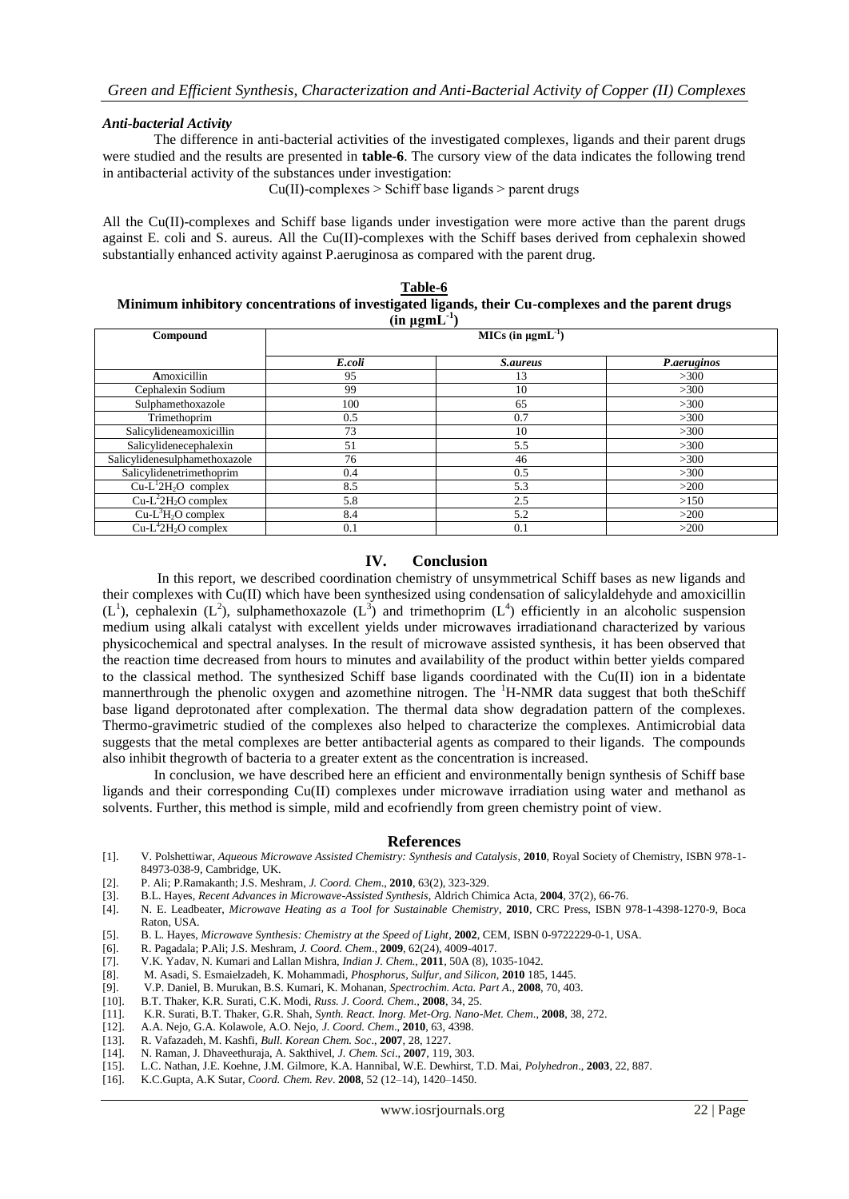### *Anti-bacterial Activity*

The difference in anti-bacterial activities of the investigated complexes, ligands and their parent drugs were studied and the results are presented in **table-6**. The cursory view of the data indicates the following trend in antibacterial activity of the substances under investigation:

Cu(II)-complexes > Schiff base ligands > parent drugs

All the Cu(II)-complexes and Schiff base ligands under investigation were more active than the parent drugs against E. coli and S. aureus. All the Cu(II)-complexes with the Schiff bases derived from cephalexin showed substantially enhanced activity against P.aeruginosa as compared with the parent drug.

**Table-6**
**Minimum inhibitory concentrations of investigated ligands, their Cu-complexes and the parent drugs (in $\mu g mL^{-1}$)**

| Compound | MICs (in $\mu g mL^{-1}$) | | |
|---|---|---|---|
| | *E.coli* | *S.aureus* | *P.aeruginos* |
| Amoxicillin | 95 | 13 | >300 |
| Cephalexin Sodium | 99 | 10 | >300 |
| Sulphamethoxazole | 100 | 65 | >300 |
| Trimethoprim | 0.5 | 0.7 | >300 |
| Salicylideneamoxicillin | 73 | 10 | >300 |
| Salicylidenecephalexin | 51 | 5.5 | >300 |
| Salicylidenesulphamethoxazole | 76 | 46 | >300 |
| Salicylidenetrimethoprim | 0.4 | 0.5 | >300 |
| $Cu\text{-}L^1 2H_2O$ complex | 8.5 | 5.3 | >200 |
| $Cu\text{-}L^2 2H_2O$ complex | 5.8 | 2.5 | >150 |
| $Cu\text{-}L^3 H_2O$ complex | 8.4 | 5.2 | >200 |
| $Cu\text{-}L^4 2H_2O$ complex | 0.1 | 0.1 | >200 |

## IV. Conclusion

In this report, we described coordination chemistry of unsymmetrical Schiff bases as new ligands and their complexes with Cu(II) which have been synthesized using condensation of salicylaldehyde and amoxicillin ($L^1$), cephalexin ($L^2$), sulphamethoxazole ($L^3$) and trimethoprim ($L^4$) efficiently in an alcoholic suspension medium using alkali catalyst with excellent yields under microwaves irradiationand characterized by various physicochemical and spectral analyses. In the result of microwave assisted synthesis, it has been observed that the reaction time decreased from hours to minutes and availability of the product within better yields compared to the classical method. The synthesized Schiff base ligands coordinated with the Cu(II) ion in a bidentate mannerthrough the phenolic oxygen and azomethine nitrogen. The $^1$H-NMR data suggest that both theSchiff base ligand deprotonated after complexation. The thermal data show degradation pattern of the complexes. Thermo-gravimetric studied of the complexes also helped to characterize the complexes. Antimicrobial data suggests that the metal complexes are better antibacterial agents as compared to their ligands. The compounds also inhibit thegrowth of bacteria to a greater extent as the concentration is increased.

In conclusion, we have described here an efficient and environmentally benign synthesis of Schiff base ligands and their corresponding Cu(II) complexes under microwave irradiation using water and methanol as solvents. Further, this method is simple, mild and ecofriendly from green chemistry point of view.

## References

[1]. V. Polshettiwar, *Aqueous Microwave Assisted Chemistry: Synthesis and Catalysis*, **2010**, Royal Society of Chemistry, ISBN 978-1-84973-038-9, Cambridge, UK.
[2]. P. Ali; P.Ramakanth; J.S. Meshram, *J. Coord. Chem*., **2010**, 63(2), 323-329.
[3]. B.L. Hayes, *Recent Advances in Microwave-Assisted Synthesis*, Aldrich Chimica Acta, **2004**, 37(2), 66-76.
[4]. N. E. Leadbeater, *Microwave Heating as a Tool for Sustainable Chemistry*, **2010**, CRC Press, ISBN 978-1-4398-1270-9, Boca Raton, USA.
[5]. B. L. Hayes, *Microwave Synthesis: Chemistry at the Speed of Light*, **2002**, CEM, ISBN 0-9722229-0-1, USA.
[6]. R. Pagadala; P.Ali; J.S. Meshram, *J. Coord. Chem*., **2009**, 62(24), 4009-4017.
[7]. V.K. Yadav, N. Kumari and Lallan Mishra, *Indian J. Chem.*, **2011**, 50A (8), 1035-1042.
[8]. M. Asadi, S. Esmaielzadeh, K. Mohammadi, *Phosphorus, Sulfur, and Silicon*, **2010** 185, 1445.
[9]. V.P. Daniel, B. Murukan, B.S. Kumari, K. Mohanan, *Spectrochim. Acta. Part A*., **2008**, 70, 403.
[10]. B.T. Thaker, K.R. Surati, C.K. Modi, *Russ. J. Coord. Chem*., **2008**, 34, 25.
[11]. K.R. Surati, B.T. Thaker, G.R. Shah, *Synth. React. Inorg. Met-Org. Nano-Met. Chem*., **2008**, 38, 272.
[12]. A.A. Nejo, G.A. Kolawole, A.O. Nejo, *J. Coord. Chem*., **2010**, 63, 4398.
[13]. R. Vafazadeh, M. Kashfi, *Bull. Korean Chem. Soc*., **2007**, 28, 1227.
[14]. N. Raman, J. Dhaveethuraja, A. Sakthivel, *J. Chem. Sci*., **2007**, 119, 303.
[15]. L.C. Nathan, J.E. Koehne, J.M. Gilmore, K.A. Hannibal, W.E. Dewhirst, T.D. Mai, *Polyhedron*., **2003**, 22, 887.
[16]. K.C.Gupta, A.K Sutar, *Coord. Chem. Rev*. **2008**, 52 (12–14), 1420–1450.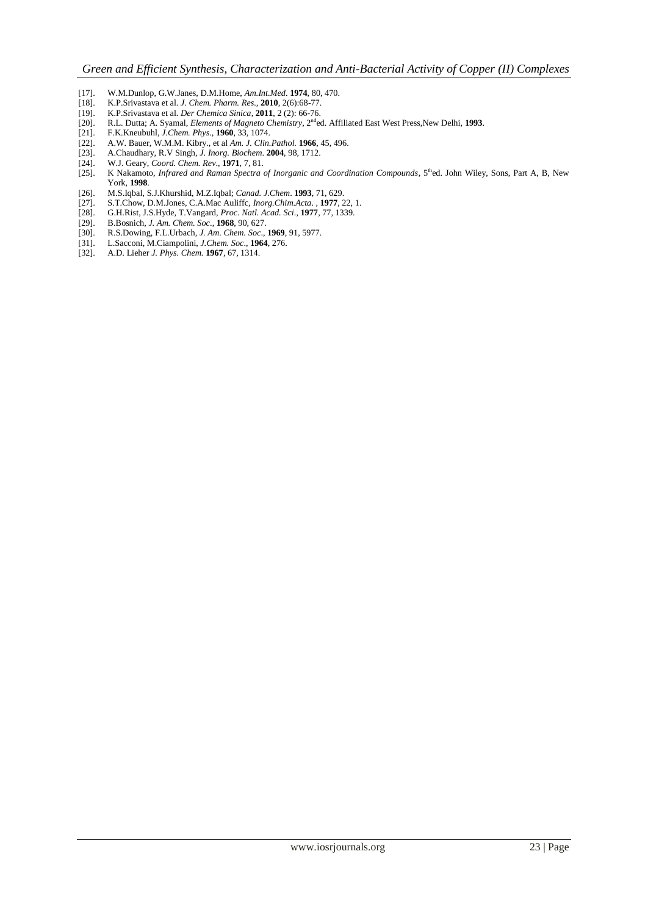- [17]. W.M.Dunlop, G.W.Janes, D.M.Home, *Am.Int.Med*. **1974**, 80, 470.
- [18]. K.P.Srivastava et al. *J. Chem. Pharm. Res.*, **2010**, 2(6):68-77.
- [19]. K.P.Srivastava et al. *Der Chemica Sinica*, **2011**, 2 (2): 66-76.
- [20]. R.L. Dutta; A. Syamal, *Elements of Magneto Chemistry*, 2nd ed. Affiliated East West Press,New Delhi, **1993**.
- [21]. F.K.Kneubuhl, *J.Chem. Phys*., **1960**, 33, 1074.
- [22]. A.W. Bauer, W.M.M. Kibry., et al *Am. J. Clin.Pathol.* **1966**, 45, 496.
- [23]. A.Chaudhary, R.V Singh, *J. Inorg. Biochem*. **2004**, 98, 1712.
- [24]. W.J. Geary, *Coord. Chem. Rev*., **1971**, 7, 81.
- [25]. K Nakamoto, *Infrared and Raman Spectra of Inorganic and Coordination Compounds*, 5th ed. John Wiley, Sons, Part A, B, New York, **1998**.
- [26]. M.S.Iqbal, S.J.Khurshid, M.Z.Iqbal; *Canad. J.Chem*. **1993**, 71, 629.
- [27]. S.T.Chow, D.M.Jones, C.A.Mac Auliffc, *Inorg.Chim.Acta*. , **1977**, 22, 1.
- [28]. G.H.Rist, J.S.Hyde, T.Vangard, *Proc. Natl. Acad. Sci*., **1977**, 77, 1339.
- [29]. B.Bosnich, *J. Am. Chem. Soc*., **1968**, 90, 627.
- [30]. R.S.Dowing, F.L.Urbach, *J. Am. Chem. Soc*., **1969**, 91, 5977.
- [31]. L.Sacconi, M.Ciampolini, *J.Chem. Soc*., **1964**, 276.
- [32]. A.D. Lieher *J. Phys. Chem.* **1967**, 67, 1314.